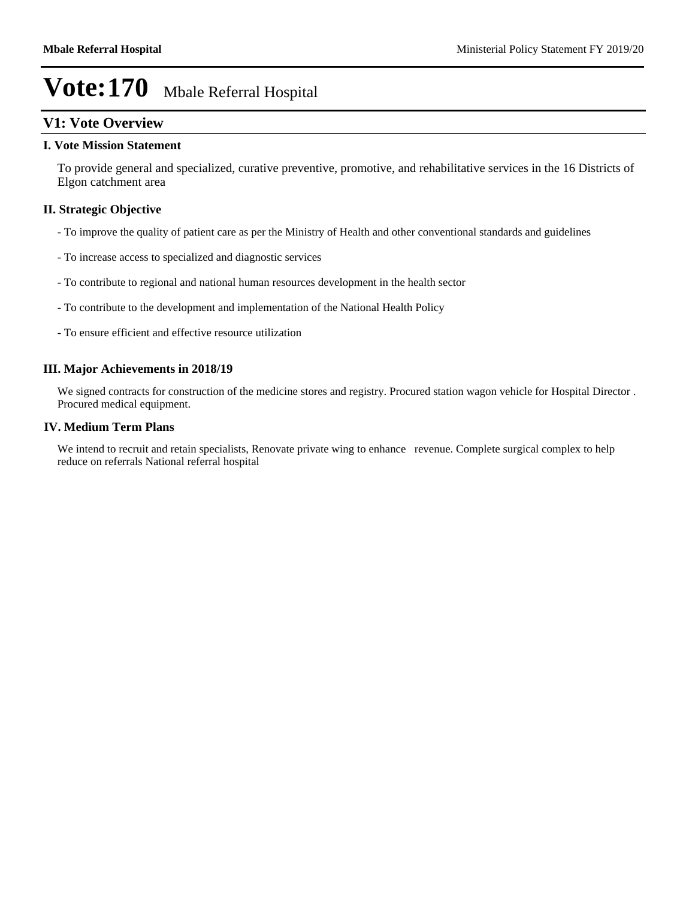# Vote:170 Mbale Referral Hospital

## V1: Vote Overview

### I. Vote Mission Statement

To provide general and specialized, curative preventive, promotive, and rehabilitative services in the 16 Districts of Elgon catchment area

### II. Strategic Objective

- To improve the quality of patient care as per the Ministry of Health and other conventional standards and guidelines
- To increase access to specialized and diagnostic services
- To contribute to regional and national human resources development in the health sector
- To contribute to the development and implementation of the National Health Policy
- To ensure efficient and effective resource utilization

### III. Major Achievements in 2018/19

We signed contracts for construction of the medicine stores and registry. Procured station wagon vehicle for Hospital Director . Procured medical equipment.

### IV. Medium Term Plans

We intend to recruit and retain specialists, Renovate private wing to enhance revenue. Complete surgical complex to help reduce on referrals National referral hospital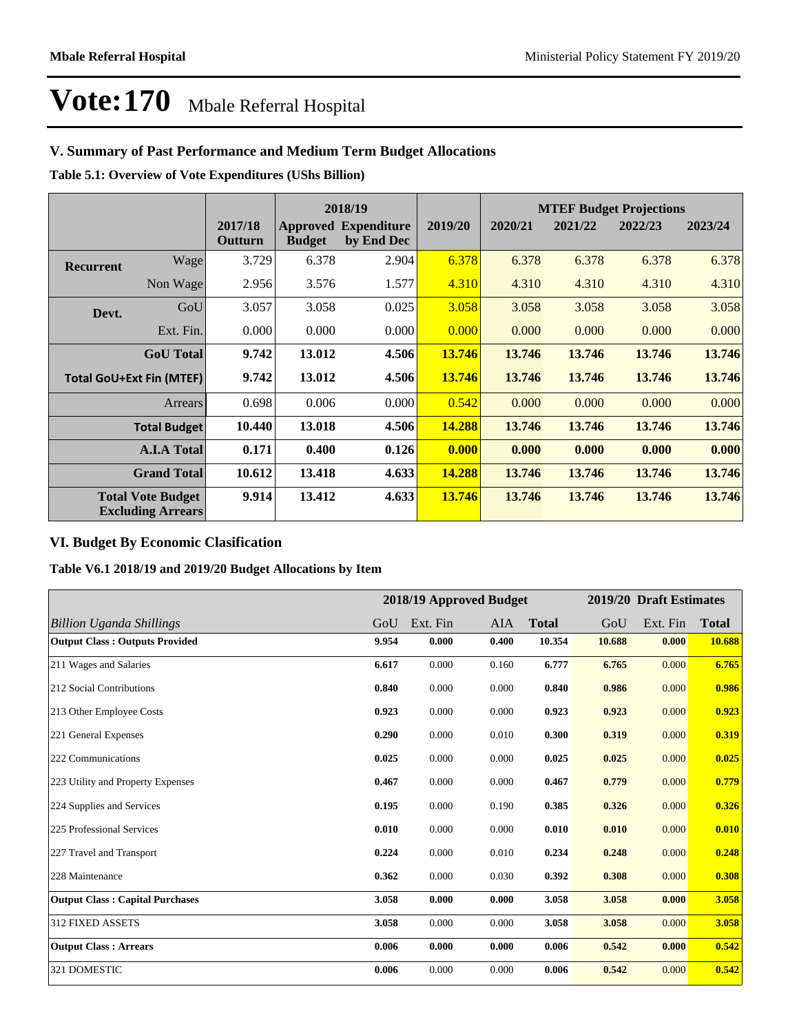# Vote:170 Mbale Referral Hospital

## V. Summary of Past Performance and Medium Term Budget Allocations

**Table 5.1: Overview of Vote Expenditures (UShs Billion)**

| | | | 2018/19 | | | MTEF Budget Projections | | | |
|---|---|---|---|---|---|---|---|---|---|
| | | 2017/18 Outturn | Approved Budget | Expenditure by End Dec | 2019/20 | 2020/21 | 2021/22 | 2022/23 | 2023/24 |
| **Recurrent** | Wage | 3.729 | 6.378 | 2.904 | 6.378 | 6.378 | 6.378 | 6.378 | 6.378 |
| | Non Wage | 2.956 | 3.576 | 1.577 | 4.310 | 4.310 | 4.310 | 4.310 | 4.310 |
| **Devt.** | GoU | 3.057 | 3.058 | 0.025 | 3.058 | 3.058 | 3.058 | 3.058 | 3.058 |
| | Ext. Fin. | 0.000 | 0.000 | 0.000 | 0.000 | 0.000 | 0.000 | 0.000 | 0.000 |
| | **GoU Total** | **9.742** | **13.012** | **4.506** | **13.746** | **13.746** | **13.746** | **13.746** | **13.746** |
| **Total GoU+Ext Fin (MTEF)** | | **9.742** | **13.012** | **4.506** | **13.746** | **13.746** | **13.746** | **13.746** | **13.746** |
| | Arrears | 0.698 | 0.006 | 0.000 | 0.542 | 0.000 | 0.000 | 0.000 | 0.000 |
| | **Total Budget** | **10.440** | **13.018** | **4.506** | **14.288** | **13.746** | **13.746** | **13.746** | **13.746** |
| | **A.I.A Total** | **0.171** | **0.400** | **0.126** | **0.000** | **0.000** | **0.000** | **0.000** | **0.000** |
| | **Grand Total** | **10.612** | **13.418** | **4.633** | **14.288** | **13.746** | **13.746** | **13.746** | **13.746** |
| **Total Vote Budget Excluding Arrears** | | **9.914** | **13.412** | **4.633** | **13.746** | **13.746** | **13.746** | **13.746** | **13.746** |

## VI. Budget By Economic Clasification

**Table V6.1 2018/19 and 2019/20 Budget Allocations by Item**

| | 2018/19 Approved Budget | | | | 2019/20 Draft Estimates | | |
|---|---|---|---|---|---|---|---|
| *Billion Uganda Shillings* | GoU | Ext. Fin | AIA | **Total** | GoU | Ext. Fin | **Total** |
| **Output Class : Outputs Provided** | **9.954** | **0.000** | **0.400** | **10.354** | **10.688** | **0.000** | **10.688** |
| 211 Wages and Salaries | **6.617** | 0.000 | 0.160 | **6.777** | **6.765** | 0.000 | **6.765** |
| 212 Social Contributions | **0.840** | 0.000 | 0.000 | **0.840** | **0.986** | 0.000 | **0.986** |
| 213 Other Employee Costs | **0.923** | 0.000 | 0.000 | **0.923** | **0.923** | 0.000 | **0.923** |
| 221 General Expenses | **0.290** | 0.000 | 0.010 | **0.300** | **0.319** | 0.000 | **0.319** |
| 222 Communications | **0.025** | 0.000 | 0.000 | **0.025** | **0.025** | 0.000 | **0.025** |
| 223 Utility and Property Expenses | **0.467** | 0.000 | 0.000 | **0.467** | **0.779** | 0.000 | **0.779** |
| 224 Supplies and Services | **0.195** | 0.000 | 0.190 | **0.385** | **0.326** | 0.000 | **0.326** |
| 225 Professional Services | **0.010** | 0.000 | 0.000 | **0.010** | **0.010** | 0.000 | **0.010** |
| 227 Travel and Transport | **0.224** | 0.000 | 0.010 | **0.234** | **0.248** | 0.000 | **0.248** |
| 228 Maintenance | **0.362** | 0.000 | 0.030 | **0.392** | **0.308** | 0.000 | **0.308** |
| **Output Class : Capital Purchases** | **3.058** | **0.000** | **0.000** | **3.058** | **3.058** | **0.000** | **3.058** |
| 312 FIXED ASSETS | **3.058** | 0.000 | 0.000 | **3.058** | **3.058** | 0.000 | **3.058** |
| **Output Class : Arrears** | **0.006** | **0.000** | **0.000** | **0.006** | **0.542** | **0.000** | **0.542** |
| 321 DOMESTIC | **0.006** | 0.000 | 0.000 | **0.006** | **0.542** | 0.000 | **0.542** |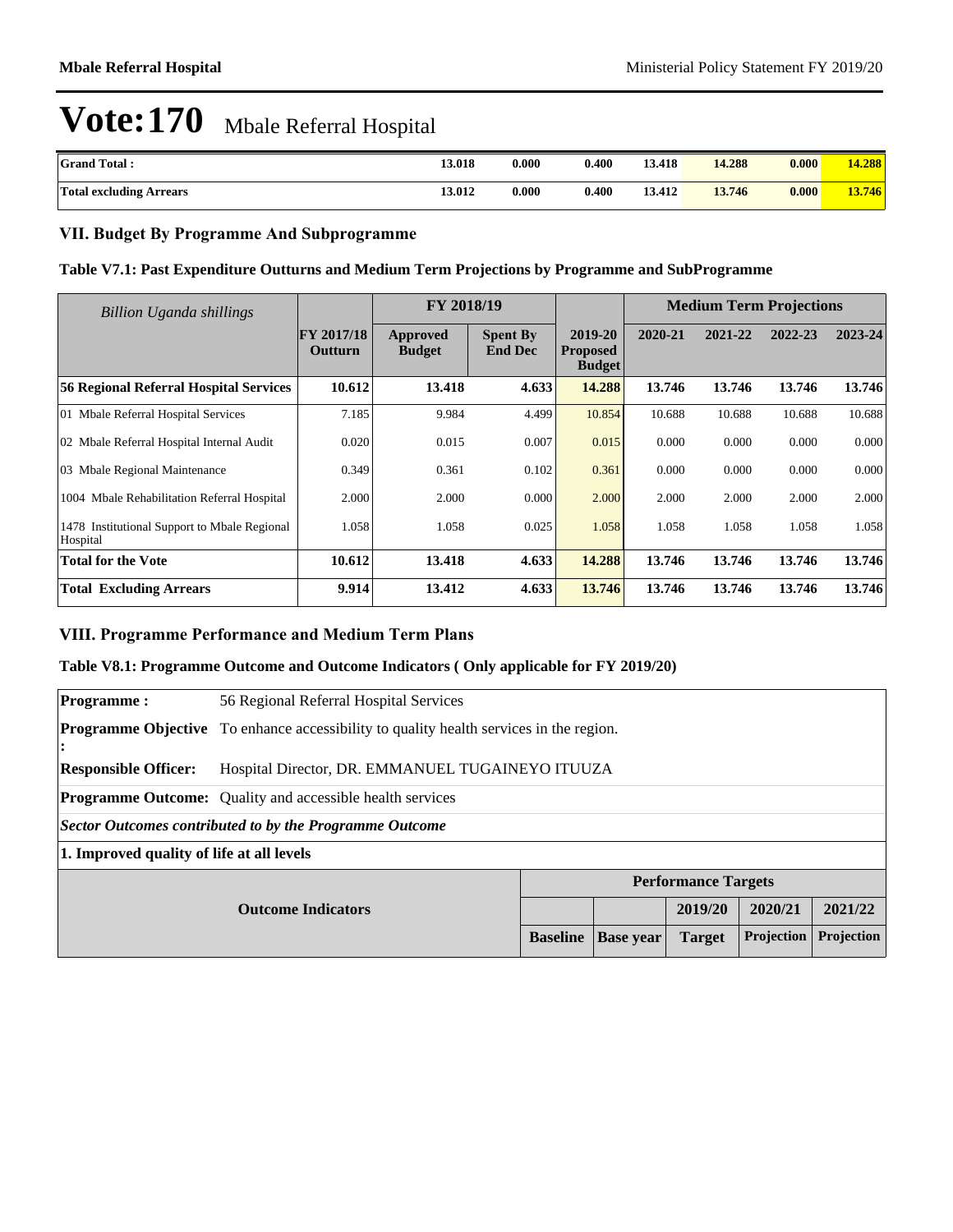# Vote:170 Mbale Referral Hospital

| Grand Total : | 13.018 | 0.000 | 0.400 | 13.418 | 14.288 | 0.000 | 14.288 |
|---|---|---|---|---|---|---|---|
| Total excluding Arrears | 13.012 | 0.000 | 0.400 | 13.412 | 13.746 | 0.000 | 13.746 |

## VII. Budget By Programme And Subprogramme

### Table V7.1: Past Expenditure Outturns and Medium Term Projections by Programme and SubProgramme

| *Billion Uganda shillings* | | FY 2018/19 | | | Medium Term Projections | | | |
|---|---|---|---|---|---|---|---|---|
| | FY 2017/18 Outturn | Approved Budget | Spent By End Dec | 2019-20 Proposed Budget | 2020-21 | 2021-22 | 2022-23 | 2023-24 |
| **56 Regional Referral Hospital Services** | **10.612** | **13.418** | **4.633** | **14.288** | **13.746** | **13.746** | **13.746** | **13.746** |
| 01 Mbale Referral Hospital Services | 7.185 | 9.984 | 4.499 | 10.854 | 10.688 | 10.688 | 10.688 | 10.688 |
| 02 Mbale Referral Hospital Internal Audit | 0.020 | 0.015 | 0.007 | 0.015 | 0.000 | 0.000 | 0.000 | 0.000 |
| 03 Mbale Regional Maintenance | 0.349 | 0.361 | 0.102 | 0.361 | 0.000 | 0.000 | 0.000 | 0.000 |
| 1004 Mbale Rehabilitation Referral Hospital | 2.000 | 2.000 | 0.000 | 2.000 | 2.000 | 2.000 | 2.000 | 2.000 |
| 1478 Institutional Support to Mbale Regional Hospital | 1.058 | 1.058 | 0.025 | 1.058 | 1.058 | 1.058 | 1.058 | 1.058 |
| **Total for the Vote** | **10.612** | **13.418** | **4.633** | **14.288** | **13.746** | **13.746** | **13.746** | **13.746** |
| **Total Excluding Arrears** | **9.914** | **13.412** | **4.633** | **13.746** | **13.746** | **13.746** | **13.746** | **13.746** |

## VIII. Programme Performance and Medium Term Plans

### Table V8.1: Programme Outcome and Outcome Indicators ( Only applicable for FY 2019/20)

| **Programme :** | 56 Regional Referral Hospital Services |
|---|---|
| **Programme Objective :** | To enhance accessibility to quality health services in the region. |
| **Responsible Officer:** | Hospital Director, DR. EMMANUEL TUGAINEYO ITUUZA |
| **Programme Outcome:** | Quality and accessible health services |

***Sector Outcomes contributed to by the Programme Outcome***

**1. Improved quality of life at all levels**

| Outcome Indicators | Performance Targets | | | | |
|---|---|---|---|---|---|
| | | | 2019/20 | 2020/21 | 2021/22 |
| | Baseline | Base year | Target | Projection | Projection |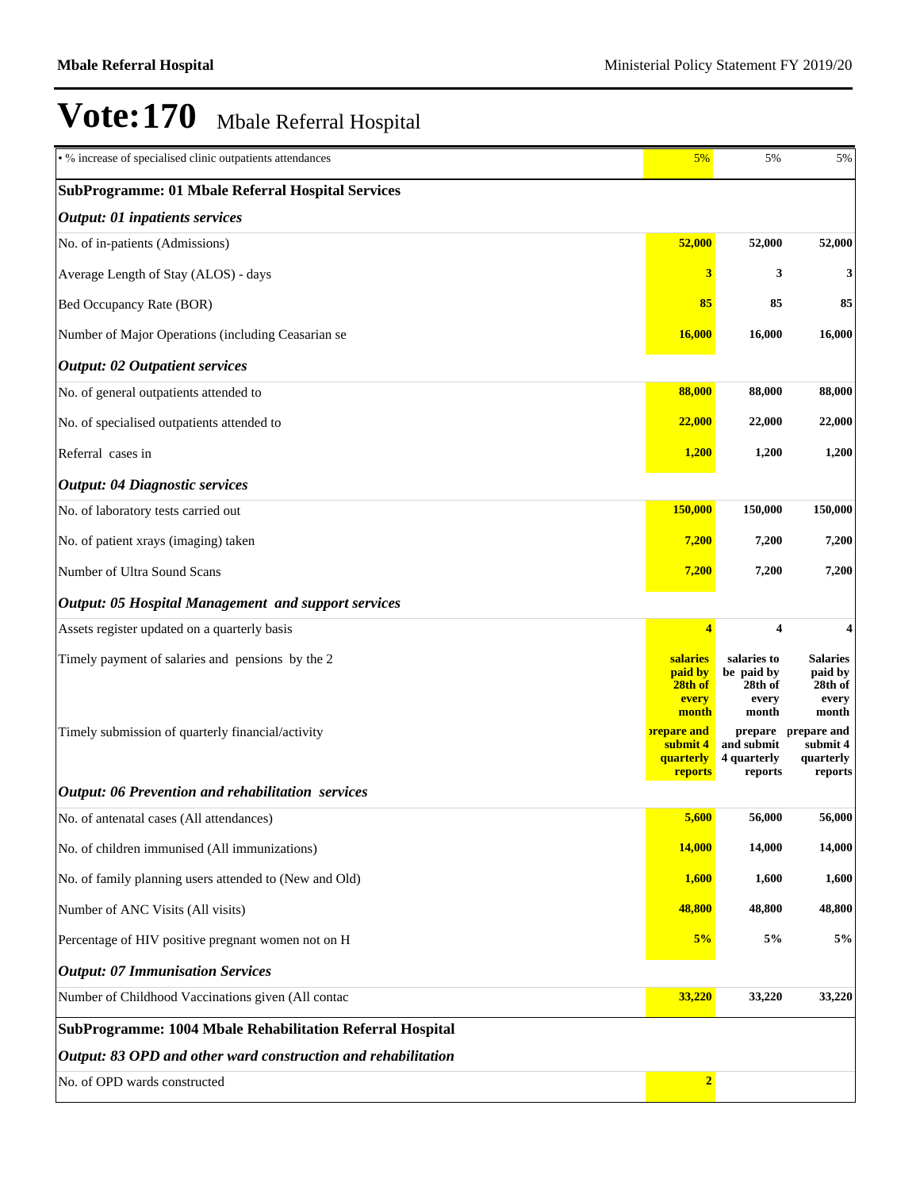# Vote:170 Mbale Referral Hospital

| | | | |
|---|---|---|---|
| • % increase of specialised clinic outpatients attendances | 5% | 5% | 5% |
| **SubProgramme: 01 Mbale Referral Hospital Services** | | | |
| ***Output: 01 inpatients services*** | | | |
| No. of in-patients (Admissions) | **52,000** | **52,000** | **52,000** |
| Average Length of Stay (ALOS) - days | **3** | **3** | **3** |
| Bed Occupancy Rate (BOR) | **85** | **85** | **85** |
| Number of Major Operations (including Ceasarian se | **16,000** | **16,000** | **16,000** |
| ***Output: 02 Outpatient services*** | | | |
| No. of general outpatients attended to | **88,000** | **88,000** | **88,000** |
| No. of specialised outpatients attended to | **22,000** | **22,000** | **22,000** |
| Referral cases in | **1,200** | **1,200** | **1,200** |
| ***Output: 04 Diagnostic services*** | | | |
| No. of laboratory tests carried out | **150,000** | **150,000** | **150,000** |
| No. of patient xrays (imaging) taken | **7,200** | **7,200** | **7,200** |
| Number of Ultra Sound Scans | **7,200** | **7,200** | **7,200** |
| ***Output: 05 Hospital Management and support services*** | | | |
| Assets register updated on a quarterly basis | **4** | **4** | **4** |
| Timely payment of salaries and pensions by the 2 | **salaries paid by 28th of every month** | **salaries to be paid by 28th of every month** | **Salaries paid by 28th of every month** |
| Timely submission of quarterly financial/activity | **prepare and submit 4 quarterly reports** | **prepare and submit 4 quarterly reports** | **prepare and submit 4 quarterly reports** |
| ***Output: 06 Prevention and rehabilitation services*** | | | |
| No. of antenatal cases (All attendances) | **5,600** | **56,000** | **56,000** |
| No. of children immunised (All immunizations) | **14,000** | **14,000** | **14,000** |
| No. of family planning users attended to (New and Old) | **1,600** | **1,600** | **1,600** |
| Number of ANC Visits (All visits) | **48,800** | **48,800** | **48,800** |
| Percentage of HIV positive pregnant women not on H | **5%** | **5%** | **5%** |
| ***Output: 07 Immunisation Services*** | | | |
| Number of Childhood Vaccinations given (All contac | **33,220** | **33,220** | **33,220** |
| **SubProgramme: 1004 Mbale Rehabilitation Referral Hospital** | | | |
| ***Output: 83 OPD and other ward construction and rehabilitation*** | | | |
| No. of OPD wards constructed | **2** | | |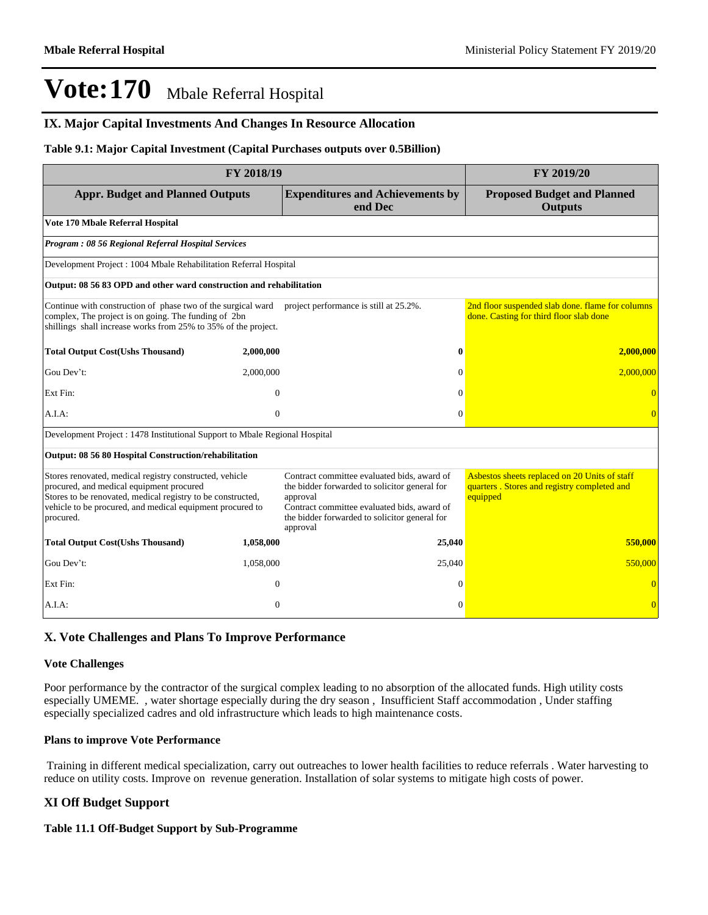# Vote:170 Mbale Referral Hospital

## IX. Major Capital Investments And Changes In Resource Allocation

**Table 9.1: Major Capital Investment (Capital Purchases outputs over 0.5Billion)**

| FY 2018/19 | | | FY 2019/20 |
|---|---|---|---|
| **Appr. Budget and Planned Outputs** | | **Expenditures and Achievements by end Dec** | **Proposed Budget and Planned Outputs** |
| **Vote 170 Mbale Referral Hospital** | | | |
| ***Program : 08 56 Regional Referral Hospital Services*** | | | |
| Development Project : 1004 Mbale Rehabilitation Referral Hospital | | | |
| **Output: 08 56 83 OPD and other ward construction and rehabilitation** | | | |
| Continue with construction of phase two of the surgical ward complex, The project is on going. The funding of 2bn shillings shall increase works from 25% to 35% of the project. | | project performance is still at 25.2%. | 2nd floor suspended slab done. flame for columns done. Casting for third floor slab done |
| **Total Output Cost(Ushs Thousand)** | **2,000,000** | **0** | **2,000,000** |
| Gou Dev't: | 2,000,000 | 0 | 2,000,000 |
| Ext Fin: | 0 | 0 | 0 |
| A.I.A: | 0 | 0 | 0 |
| Development Project : 1478 Institutional Support to Mbale Regional Hospital | | | |
| **Output: 08 56 80 Hospital Construction/rehabilitation** | | | |
| Stores renovated, medical registry constructed, vehicle procured, and medical equipment procured<br>Stores to be renovated, medical registry to be constructed, vehicle to be procured, and medical equipment procured to procured. | | Contract committee evaluated bids, award of the bidder forwarded to solicitor general for approval<br>Contract committee evaluated bids, award of the bidder forwarded to solicitor general for approval | Asbestos sheets replaced on 20 Units of staff quarters . Stores and registry completed and equipped |
| **Total Output Cost(Ushs Thousand)** | **1,058,000** | **25,040** | **550,000** |
| Gou Dev't: | 1,058,000 | 25,040 | 550,000 |
| Ext Fin: | 0 | 0 | 0 |
| A.I.A: | 0 | 0 | 0 |

## X. Vote Challenges and Plans To Improve Performance

### Vote Challenges

Poor performance by the contractor of the surgical complex leading to no absorption of the allocated funds. High utility costs especially UMEME. , water shortage especially during the dry season , Insufficient Staff accommodation , Under staffing especially specialized cadres and old infrastructure which leads to high maintenance costs.

### Plans to improve Vote Performance

Training in different medical specialization, carry out outreaches to lower health facilities to reduce referrals . Water harvesting to reduce on utility costs. Improve on revenue generation. Installation of solar systems to mitigate high costs of power.

## XI Off Budget Support

**Table 11.1 Off-Budget Support by Sub-Programme**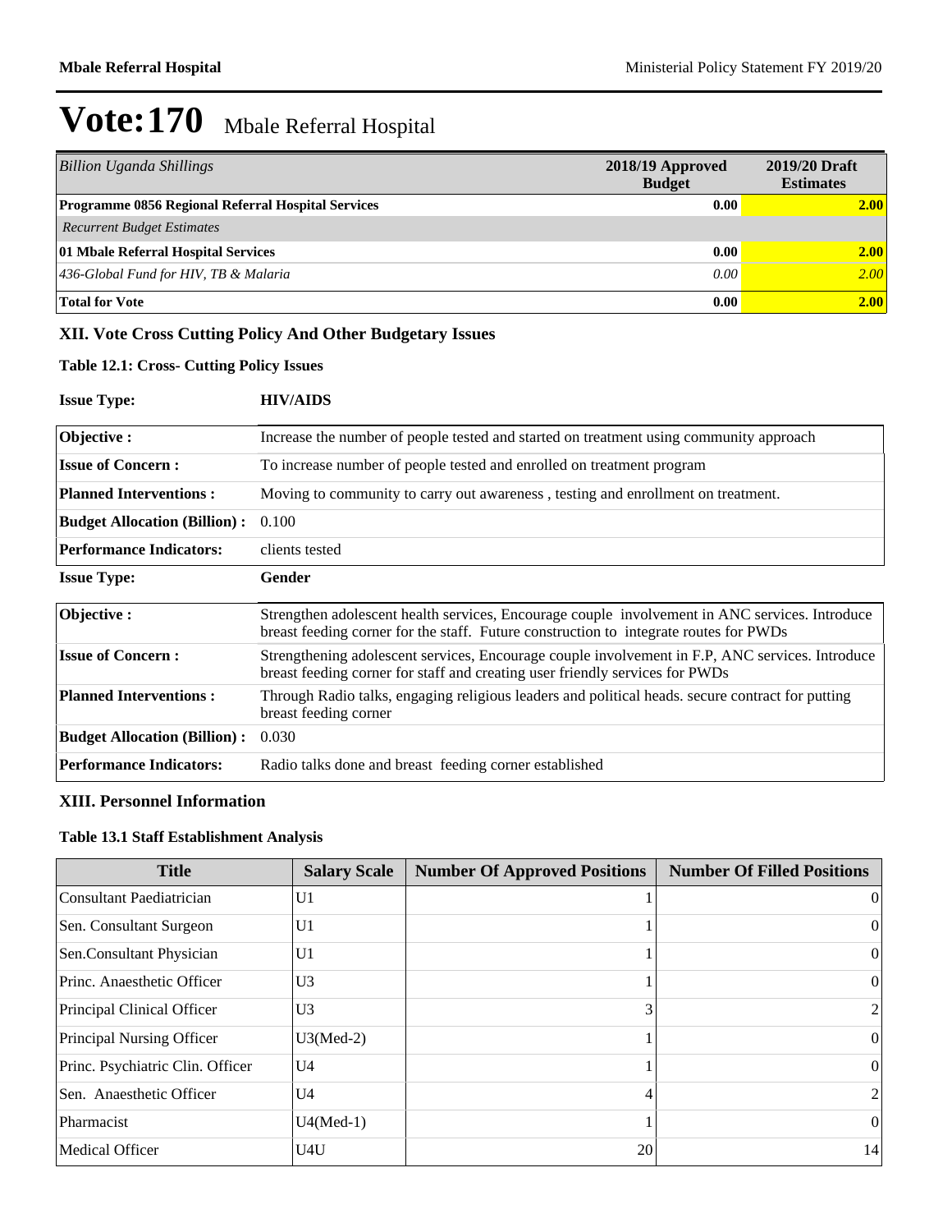# Vote:170 Mbale Referral Hospital

| *Billion Uganda Shillings* | 2018/19 Approved Budget | 2019/20 Draft Estimates |
|---|---|---|
| **Programme 0856 Regional Referral Hospital Services** | **0.00** | **2.00** |
| *Recurrent Budget Estimates* | | |
| **01 Mbale Referral Hospital Services** | **0.00** | **2.00** |
| *436-Global Fund for HIV, TB & Malaria* | *0.00* | *2.00* |
| **Total for Vote** | **0.00** | **2.00** |

## XII. Vote Cross Cutting Policy And Other Budgetary Issues

### Table 12.1: Cross- Cutting Policy Issues

**Issue Type:** **HIV/AIDS**

| | |
|---|---|
| **Objective :** | Increase the number of people tested and started on treatment using community approach |
| **Issue of Concern :** | To increase number of people tested and enrolled on treatment program |
| **Planned Interventions :** | Moving to community to carry out awareness , testing and enrollment on treatment. |
| **Budget Allocation (Billion) :** | 0.100 |
| **Performance Indicators:** | clients tested |

**Issue Type:** **Gender**

| | |
|---|---|
| **Objective :** | Strengthen adolescent health services, Encourage couple involvement in ANC services. Introduce breast feeding corner for the staff. Future construction to integrate routes for PWDs |
| **Issue of Concern :** | Strengthening adolescent services, Encourage couple involvement in F.P, ANC services. Introduce breast feeding corner for staff and creating user friendly services for PWDs |
| **Planned Interventions :** | Through Radio talks, engaging religious leaders and political heads. secure contract for putting breast feeding corner |
| **Budget Allocation (Billion) :** | 0.030 |
| **Performance Indicators:** | Radio talks done and breast feeding corner established |

## XIII. Personnel Information

### Table 13.1 Staff Establishment Analysis

| Title | Salary Scale | Number Of Approved Positions | Number Of Filled Positions |
|---|---|---|---|
| Consultant Paediatrician | U1 | 1 | 0 |
| Sen. Consultant Surgeon | U1 | 1 | 0 |
| Sen.Consultant Physician | U1 | 1 | 0 |
| Princ. Anaesthetic Officer | U3 | 1 | 0 |
| Principal Clinical Officer | U3 | 3 | 2 |
| Principal Nursing Officer | U3(Med-2) | 1 | 0 |
| Princ. Psychiatric Clin. Officer | U4 | 1 | 0 |
| Sen. Anaesthetic Officer | U4 | 4 | 2 |
| Pharmacist | U4(Med-1) | 1 | 0 |
| Medical Officer | U4U | 20 | 14 |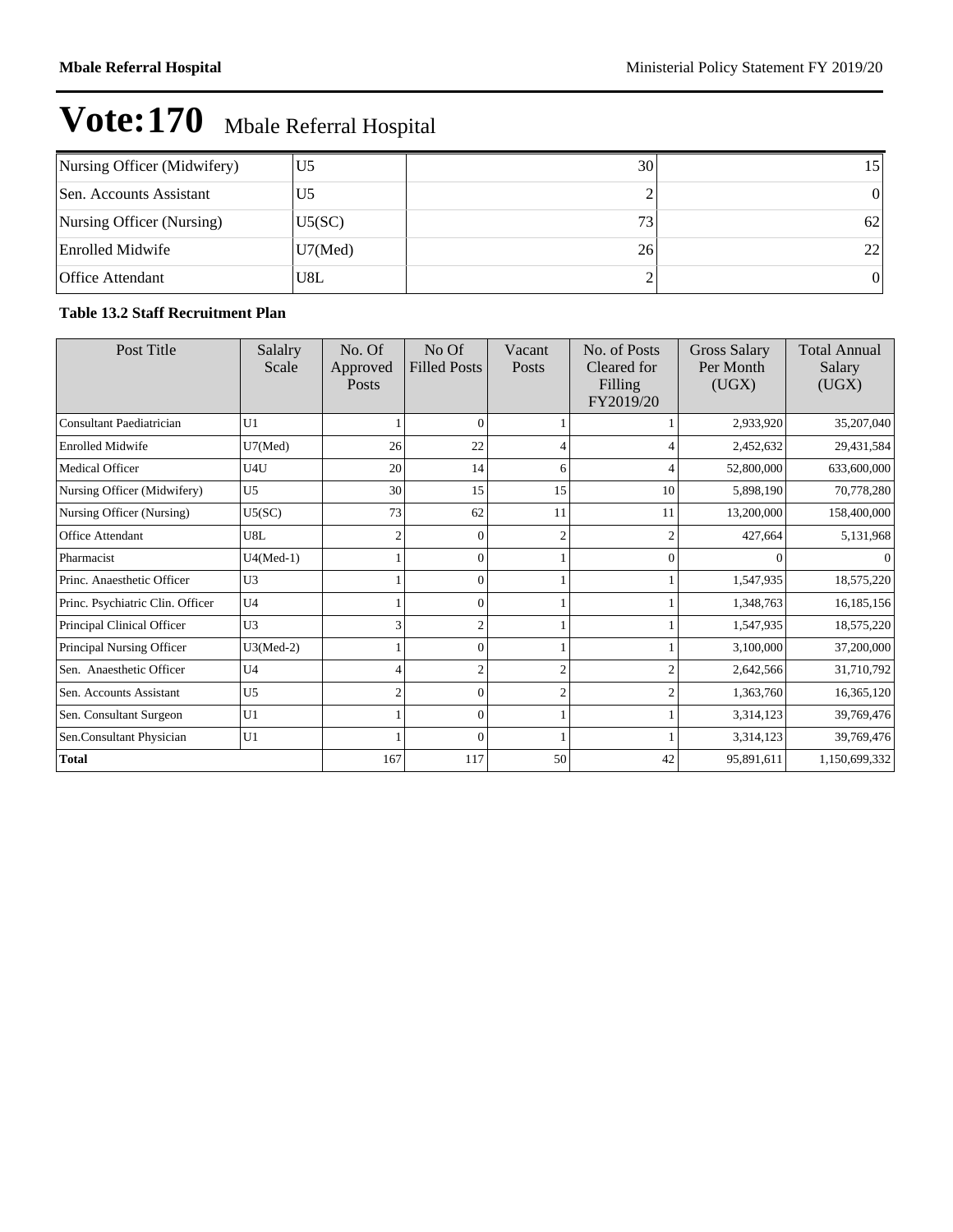# Vote:170 Mbale Referral Hospital

| | | | |
|---|---|---|---|
| Nursing Officer (Midwifery) | U5 | 30 | 15 |
| Sen. Accounts Assistant | U5 | 2 | 0 |
| Nursing Officer (Nursing) | U5(SC) | 73 | 62 |
| Enrolled Midwife | U7(Med) | 26 | 22 |
| Office Attendant | U8L | 2 | 0 |

**Table 13.2 Staff Recruitment Plan**

| Post Title | Salalry Scale | No. Of Approved Posts | No Of Filled Posts | Vacant Posts | No. of Posts Cleared for Filling FY2019/20 | Gross Salary Per Month (UGX) | Total Annual Salary (UGX) |
|---|---|---|---|---|---|---|---|
| Consultant Paediatrician | U1 | 1 | 0 | 1 | 1 | 2,933,920 | 35,207,040 |
| Enrolled Midwife | U7(Med) | 26 | 22 | 4 | 4 | 2,452,632 | 29,431,584 |
| Medical Officer | U4U | 20 | 14 | 6 | 4 | 52,800,000 | 633,600,000 |
| Nursing Officer (Midwifery) | U5 | 30 | 15 | 15 | 10 | 5,898,190 | 70,778,280 |
| Nursing Officer (Nursing) | U5(SC) | 73 | 62 | 11 | 11 | 13,200,000 | 158,400,000 |
| Office Attendant | U8L | 2 | 0 | 2 | 2 | 427,664 | 5,131,968 |
| Pharmacist | U4(Med-1) | 1 | 0 | 1 | 0 | 0 | 0 |
| Princ. Anaesthetic Officer | U3 | 1 | 0 | 1 | 1 | 1,547,935 | 18,575,220 |
| Princ. Psychiatric Clin. Officer | U4 | 1 | 0 | 1 | 1 | 1,348,763 | 16,185,156 |
| Principal Clinical Officer | U3 | 3 | 2 | 1 | 1 | 1,547,935 | 18,575,220 |
| Principal Nursing Officer | U3(Med-2) | 1 | 0 | 1 | 1 | 3,100,000 | 37,200,000 |
| Sen. Anaesthetic Officer | U4 | 4 | 2 | 2 | 2 | 2,642,566 | 31,710,792 |
| Sen. Accounts Assistant | U5 | 2 | 0 | 2 | 2 | 1,363,760 | 16,365,120 |
| Sen. Consultant Surgeon | U1 | 1 | 0 | 1 | 1 | 3,314,123 | 39,769,476 |
| Sen.Consultant Physician | U1 | 1 | 0 | 1 | 1 | 3,314,123 | 39,769,476 |
| **Total** | | 167 | 117 | 50 | 42 | 95,891,611 | 1,150,699,332 |